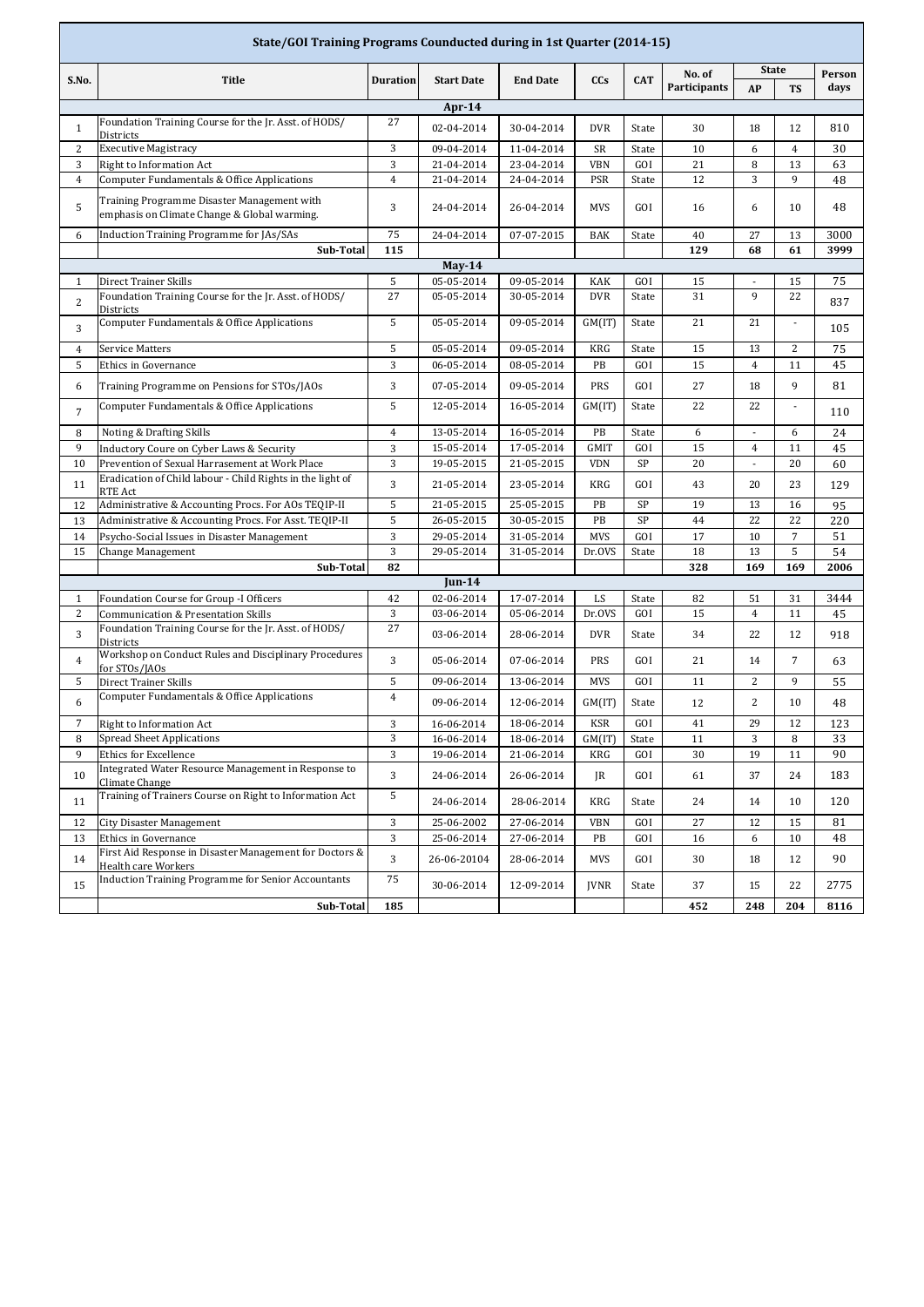# State/GOI Training Programs Counducted during in 1st Quarter (2014-15)

| S.No. | Title | Duration | Start Date | End Date | CCs | CAT | No. of Participants | State | | Person days |
|---|---|---|---|---|---|---|---|---|---|---|
| | | | | | | | | AP | TS | |
| | | | **Apr-14** | | | | | | | |
| 1 | Foundation Training Course for the Jr. Asst. of HODS/ Districts | 27 | 02-04-2014 | 30-04-2014 | DVR | State | 30 | 18 | 12 | 810 |
| 2 | Executive Magistracy | 3 | 09-04-2014 | 11-04-2014 | SR | State | 10 | 6 | 4 | 30 |
| 3 | Right to Information Act | 3 | 21-04-2014 | 23-04-2014 | VBN | GOI | 21 | 8 | 13 | 63 |
| 4 | Computer Fundamentals & Office Applications | 4 | 21-04-2014 | 24-04-2014 | PSR | State | 12 | 3 | 9 | 48 |
| 5 | Training Programme Disaster Management with emphasis on Climate Change & Global warming. | 3 | 24-04-2014 | 26-04-2014 | MVS | GOI | 16 | 6 | 10 | 48 |
| 6 | Induction Training Programme for JAs/SAs | 75 | 24-04-2014 | 07-07-2015 | BAK | State | 40 | 27 | 13 | 3000 |
| | **Sub-Total** | **115** | | | | | **129** | **68** | **61** | **3999** |
| | | | **May-14** | | | | | | | |
| 1 | Direct Trainer Skills | 5 | 05-05-2014 | 09-05-2014 | KAK | GOI | 15 | - | 15 | 75 |
| 2 | Foundation Training Course for the Jr. Asst. of HODS/ Districts | 27 | 05-05-2014 | 30-05-2014 | DVR | State | 31 | 9 | 22 | 837 |
| 3 | Computer Fundamentals & Office Applications | 5 | 05-05-2014 | 09-05-2014 | GM(IT) | State | 21 | 21 | - | 105 |
| 4 | Service Matters | 5 | 05-05-2014 | 09-05-2014 | KRG | State | 15 | 13 | 2 | 75 |
| 5 | Ethics in Governance | 3 | 06-05-2014 | 08-05-2014 | PB | GOI | 15 | 4 | 11 | 45 |
| 6 | Training Programme on Pensions for STOs/JAOs | 3 | 07-05-2014 | 09-05-2014 | PRS | GOI | 27 | 18 | 9 | 81 |
| 7 | Computer Fundamentals & Office Applications | 5 | 12-05-2014 | 16-05-2014 | GM(IT) | State | 22 | 22 | - | 110 |
| 8 | Noting & Drafting Skills | 4 | 13-05-2014 | 16-05-2014 | PB | State | 6 | - | 6 | 24 |
| 9 | Inductory Coure on Cyber Laws & Security | 3 | 15-05-2014 | 17-05-2014 | GMIT | GOI | 15 | 4 | 11 | 45 |
| 10 | Prevention of Sexual Harrasement at Work Place | 3 | 19-05-2015 | 21-05-2015 | VDN | SP | 20 | - | 20 | 60 |
| 11 | Eradication of Child labour - Child Rights in the light of RTE Act | 3 | 21-05-2014 | 23-05-2014 | KRG | GOI | 43 | 20 | 23 | 129 |
| 12 | Administrative & Accounting Procs. For AOs TEQIP-II | 5 | 21-05-2015 | 25-05-2015 | PB | SP | 19 | 13 | 16 | 95 |
| 13 | Administrative & Accounting Procs. For Asst. TEQIP-II | 5 | 26-05-2015 | 30-05-2015 | PB | SP | 44 | 22 | 22 | 220 |
| 14 | Psycho-Social Issues in Disaster Management | 3 | 29-05-2014 | 31-05-2014 | MVS | GOI | 17 | 10 | 7 | 51 |
| 15 | Change Management | 3 | 29-05-2014 | 31-05-2014 | Dr.OVS | State | 18 | 13 | 5 | 54 |
| | **Sub-Total** | **82** | | | | | **328** | **169** | **169** | **2006** |
| | | | **Jun-14** | | | | | | | |
| 1 | Foundation Course for Group -I Officers | 42 | 02-06-2014 | 17-07-2014 | LS | State | 82 | 51 | 31 | 3444 |
| 2 | Communication & Presentation Skills | 3 | 03-06-2014 | 05-06-2014 | Dr.OVS | GOI | 15 | 4 | 11 | 45 |
| 3 | Foundation Training Course for the Jr. Asst. of HODS/ Districts | 27 | 03-06-2014 | 28-06-2014 | DVR | State | 34 | 22 | 12 | 918 |
| 4 | Workshop on Conduct Rules and Disciplinary Procedures for STOs/JAOs | 3 | 05-06-2014 | 07-06-2014 | PRS | GOI | 21 | 14 | 7 | 63 |
| 5 | Direct Trainer Skills | 5 | 09-06-2014 | 13-06-2014 | MVS | GOI | 11 | 2 | 9 | 55 |
| 6 | Computer Fundamentals & Office Applications | 4 | 09-06-2014 | 12-06-2014 | GM(IT) | State | 12 | 2 | 10 | 48 |
| 7 | Right to Information Act | 3 | 16-06-2014 | 18-06-2014 | KSR | GOI | 41 | 29 | 12 | 123 |
| 8 | Spread Sheet Applications | 3 | 16-06-2014 | 18-06-2014 | GM(IT) | State | 11 | 3 | 8 | 33 |
| 9 | Ethics for Excellence | 3 | 19-06-2014 | 21-06-2014 | KRG | GOI | 30 | 19 | 11 | 90 |
| 10 | Integrated Water Resource Management in Response to Climate Change | 3 | 24-06-2014 | 26-06-2014 | JR | GOI | 61 | 37 | 24 | 183 |
| 11 | Training of Trainers Course on Right to Information Act | 5 | 24-06-2014 | 28-06-2014 | KRG | State | 24 | 14 | 10 | 120 |
| 12 | City Disaster Management | 3 | 25-06-2002 | 27-06-2014 | VBN | GOI | 27 | 12 | 15 | 81 |
| 13 | Ethics in Governance | 3 | 25-06-2014 | 27-06-2014 | PB | GOI | 16 | 6 | 10 | 48 |
| 14 | First Aid Response in Disaster Management for Doctors & Health care Workers | 3 | 26-06-20104 | 28-06-2014 | MVS | GOI | 30 | 18 | 12 | 90 |
| 15 | Induction Training Programme for Senior Accountants | 75 | 30-06-2014 | 12-09-2014 | JVNR | State | 37 | 15 | 22 | 2775 |
| | **Sub-Total** | **185** | | | | | **452** | **248** | **204** | **8116** |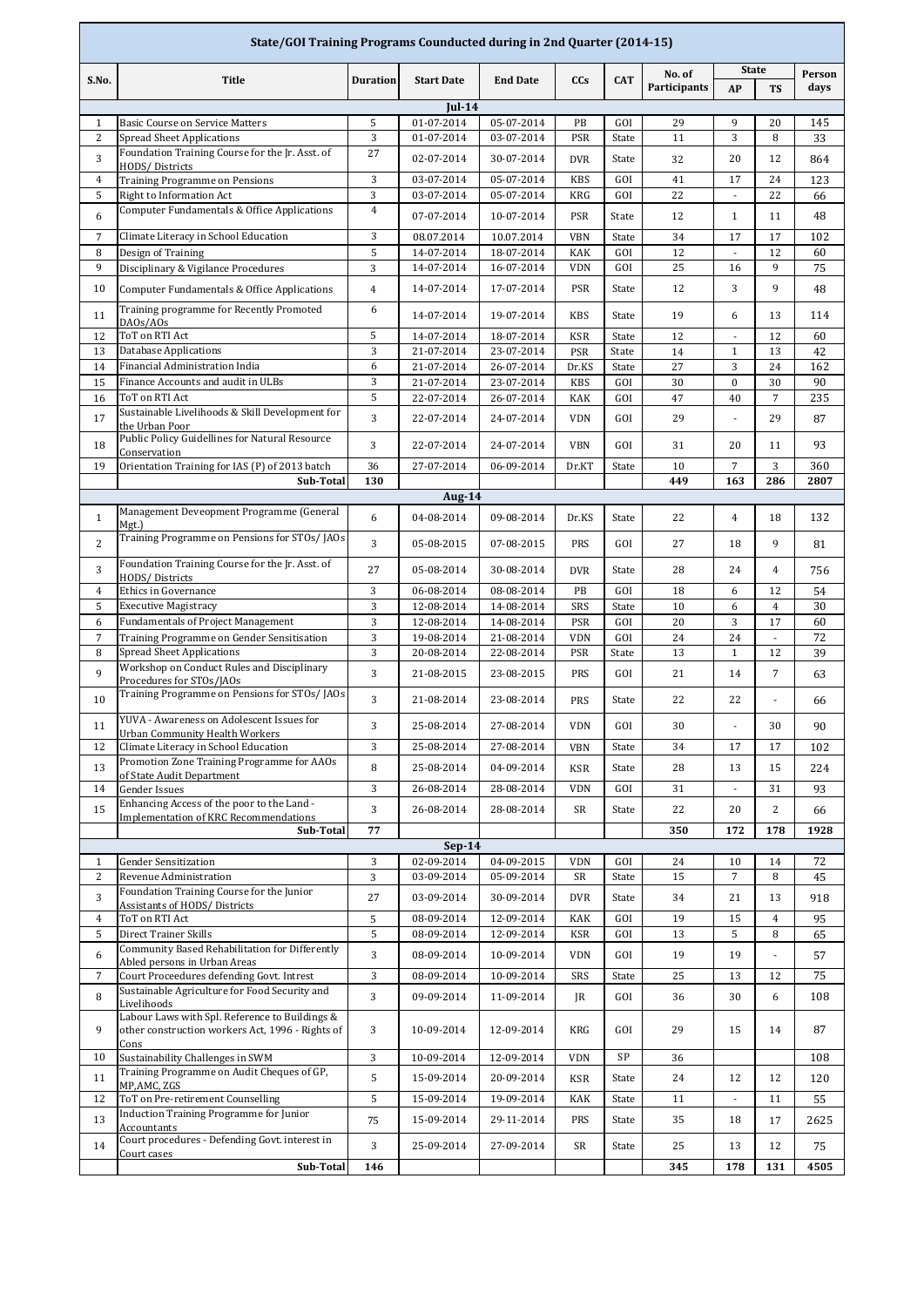## State/GOI Training Programs Counducted during in 2nd Quarter (2014-15)

| S.No. | Title | Duration | Start Date | End Date | CCs | CAT | No. of Participants | State | | Person days |
|---|---|---|---|---|---|---|---|---|---|---|
| | | | | | | | | AP | TS | |
| | | | **Jul-14** | | | | | | | |
| 1 | Basic Course on Service Matters | 5 | 01-07-2014 | 05-07-2014 | PB | GOI | 29 | 9 | 20 | 145 |
| 2 | Spread Sheet Applications | 3 | 01-07-2014 | 03-07-2014 | PSR | State | 11 | 3 | 8 | 33 |
| 3 | Foundation Training Course for the Jr. Asst. of HODS/ Districts | 27 | 02-07-2014 | 30-07-2014 | DVR | State | 32 | 20 | 12 | 864 |
| 4 | Training Programme on Pensions | 3 | 03-07-2014 | 05-07-2014 | KBS | GOI | 41 | 17 | 24 | 123 |
| 5 | Right to Information Act | 3 | 03-07-2014 | 05-07-2014 | KRG | GOI | 22 | - | 22 | 66 |
| 6 | Computer Fundamentals & Office Applications | 4 | 07-07-2014 | 10-07-2014 | PSR | State | 12 | 1 | 11 | 48 |
| 7 | Climate Literacy in School Education | 3 | 08.07.2014 | 10.07.2014 | VBN | State | 34 | 17 | 17 | 102 |
| 8 | Design of Training | 5 | 14-07-2014 | 18-07-2014 | KAK | GOI | 12 | - | 12 | 60 |
| 9 | Disciplinary & Vigilance Procedures | 3 | 14-07-2014 | 16-07-2014 | VDN | GOI | 25 | 16 | 9 | 75 |
| 10 | Computer Fundamentals & Office Applications | 4 | 14-07-2014 | 17-07-2014 | PSR | State | 12 | 3 | 9 | 48 |
| 11 | Training programme for Recently Promoted DAOs/AOs | 6 | 14-07-2014 | 19-07-2014 | KBS | State | 19 | 6 | 13 | 114 |
| 12 | ToT on RTI Act | 5 | 14-07-2014 | 18-07-2014 | KSR | State | 12 | - | 12 | 60 |
| 13 | Database Applications | 3 | 21-07-2014 | 23-07-2014 | PSR | State | 14 | 1 | 13 | 42 |
| 14 | Financial Administration India | 6 | 21-07-2014 | 26-07-2014 | Dr.KS | State | 27 | 3 | 24 | 162 |
| 15 | Finance Accounts and audit in ULBs | 3 | 21-07-2014 | 23-07-2014 | KBS | GOI | 30 | 0 | 30 | 90 |
| 16 | ToT on RTI Act | 5 | 22-07-2014 | 26-07-2014 | KAK | GOI | 47 | 40 | 7 | 235 |
| 17 | Sustainable Livelihoods & Skill Development for the Urban Poor | 3 | 22-07-2014 | 24-07-2014 | VDN | GOI | 29 | - | 29 | 87 |
| 18 | Public Policy Guidellines for Natural Resource Conservation | 3 | 22-07-2014 | 24-07-2014 | VBN | GOI | 31 | 20 | 11 | 93 |
| 19 | Orientation Training for IAS (P) of 2013 batch | 36 | 27-07-2014 | 06-09-2014 | Dr.KT | State | 10 | 7 | 3 | 360 |
| | **Sub-Total** | **130** | | | | | **449** | **163** | **286** | **2807** |
| | | | **Aug-14** | | | | | | | |
| 1 | Management Deveopment Programme (General Mgt.) | 6 | 04-08-2014 | 09-08-2014 | Dr.KS | State | 22 | 4 | 18 | 132 |
| 2 | Training Programme on Pensions for STOs/ JAOs | 3 | 05-08-2015 | 07-08-2015 | PRS | GOI | 27 | 18 | 9 | 81 |
| 3 | Foundation Training Course for the Jr. Asst. of HODS/ Districts | 27 | 05-08-2014 | 30-08-2014 | DVR | State | 28 | 24 | 4 | 756 |
| 4 | Ethics in Governance | 3 | 06-08-2014 | 08-08-2014 | PB | GOI | 18 | 6 | 12 | 54 |
| 5 | Executive Magistracy | 3 | 12-08-2014 | 14-08-2014 | SRS | State | 10 | 6 | 4 | 30 |
| 6 | Fundamentals of Project Management | 3 | 12-08-2014 | 14-08-2014 | PSR | GOI | 20 | 3 | 17 | 60 |
| 7 | Training Programme on Gender Sensitisation | 3 | 19-08-2014 | 21-08-2014 | VDN | GOI | 24 | 24 | - | 72 |
| 8 | Spread Sheet Applications | 3 | 20-08-2014 | 22-08-2014 | PSR | State | 13 | 1 | 12 | 39 |
| 9 | Workshop on Conduct Rules and Disciplinary Procedures for STOs/JAOs | 3 | 21-08-2015 | 23-08-2015 | PRS | GOI | 21 | 14 | 7 | 63 |
| 10 | Training Programme on Pensions for STOs/ JAOs | 3 | 21-08-2014 | 23-08-2014 | PRS | State | 22 | 22 | - | 66 |
| 11 | YUVA - Awareness on Adolescent Issues for Urban Community Health Workers | 3 | 25-08-2014 | 27-08-2014 | VDN | GOI | 30 | - | 30 | 90 |
| 12 | Climate Literacy in School Education | 3 | 25-08-2014 | 27-08-2014 | VBN | State | 34 | 17 | 17 | 102 |
| 13 | Promotion Zone Training Programme for AAOs of State Audit Department | 8 | 25-08-2014 | 04-09-2014 | KSR | State | 28 | 13 | 15 | 224 |
| 14 | Gender Issues | 3 | 26-08-2014 | 28-08-2014 | VDN | GOI | 31 | - | 31 | 93 |
| 15 | Enhancing Access of the poor to the Land - Implementation of KRC Recommendations | 3 | 26-08-2014 | 28-08-2014 | SR | State | 22 | 20 | 2 | 66 |
| | **Sub-Total** | **77** | | | | | **350** | **172** | **178** | **1928** |
| | | | **Sep-14** | | | | | | | |
| 1 | Gender Sensitization | 3 | 02-09-2014 | 04-09-2015 | VDN | GOI | 24 | 10 | 14 | 72 |
| 2 | Revenue Administration | 3 | 03-09-2014 | 05-09-2014 | SR | State | 15 | 7 | 8 | 45 |
| 3 | Foundation Training Course for the Junior Assistants of HODS/ Districts | 27 | 03-09-2014 | 30-09-2014 | DVR | State | 34 | 21 | 13 | 918 |
| 4 | ToT on RTI Act | 5 | 08-09-2014 | 12-09-2014 | KAK | GOI | 19 | 15 | 4 | 95 |
| 5 | Direct Trainer Skills | 5 | 08-09-2014 | 12-09-2014 | KSR | GOI | 13 | 5 | 8 | 65 |
| 6 | Community Based Rehabilitation for Differently Abled persons in Urban Areas | 3 | 08-09-2014 | 10-09-2014 | VDN | GOI | 19 | 19 | - | 57 |
| 7 | Court Proceedures defending Govt. Intrest | 3 | 08-09-2014 | 10-09-2014 | SRS | State | 25 | 13 | 12 | 75 |
| 8 | Sustainable Agriculture for Food Security and Livelihoods | 3 | 09-09-2014 | 11-09-2014 | JR | GOI | 36 | 30 | 6 | 108 |
| 9 | Labour Laws with Spl. Reference to Buildings & other construction workers Act, 1996 - Rights of Cons | 3 | 10-09-2014 | 12-09-2014 | KRG | GOI | 29 | 15 | 14 | 87 |
| 10 | Sustainability Challenges in SWM | 3 | 10-09-2014 | 12-09-2014 | VDN | SP | 36 | | | 108 |
| 11 | Training Programme on Audit Cheques of GP, MP,AMC, ZGS | 5 | 15-09-2014 | 20-09-2014 | KSR | State | 24 | 12 | 12 | 120 |
| 12 | ToT on Pre-retirement Counselling | 5 | 15-09-2014 | 19-09-2014 | KAK | State | 11 | - | 11 | 55 |
| 13 | Induction Training Programme for Junior Accountants | 75 | 15-09-2014 | 29-11-2014 | PRS | State | 35 | 18 | 17 | 2625 |
| 14 | Court procedures - Defending Govt. interest in Court cases | 3 | 25-09-2014 | 27-09-2014 | SR | State | 25 | 13 | 12 | 75 |
| | **Sub-Total** | **146** | | | | | **345** | **178** | **131** | **4505** |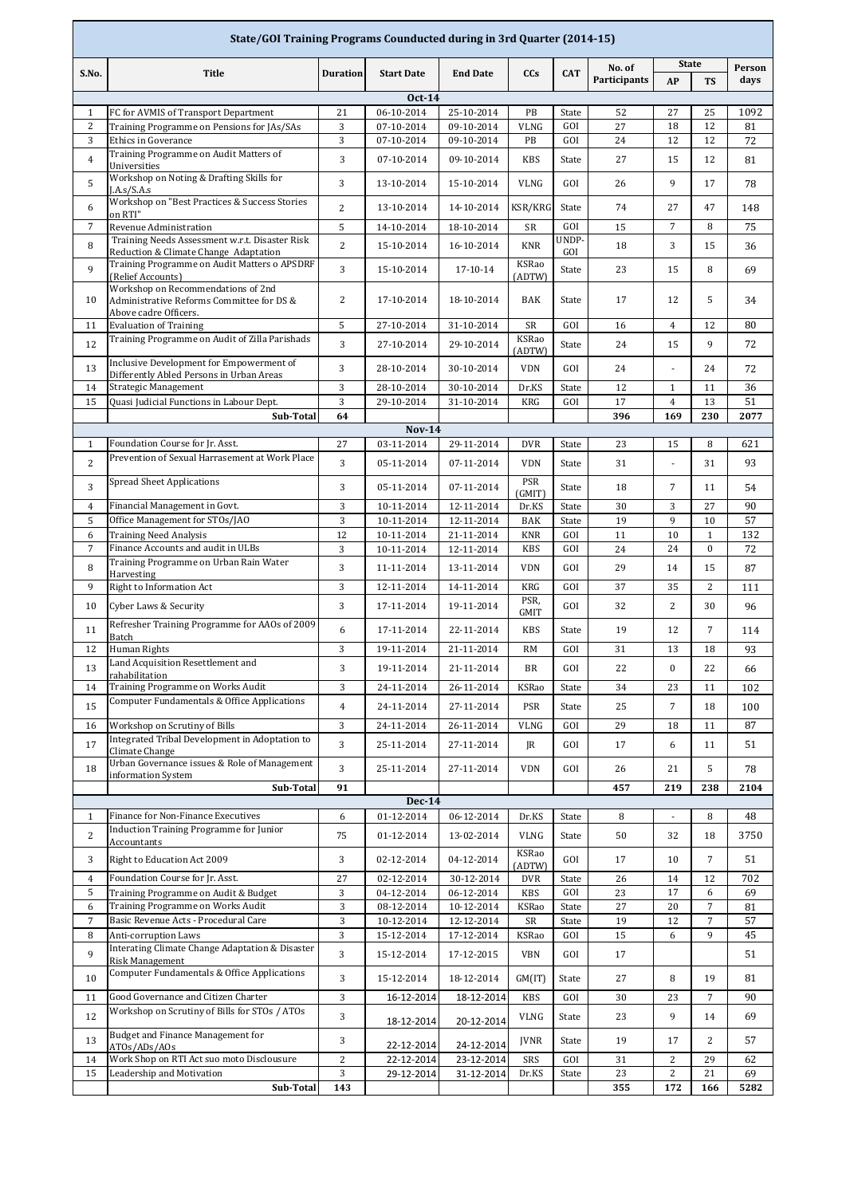## State/GOI Training Programs Counducted during in 3rd Quarter (2014-15)

| S.No. | Title | Duration | Start Date | End Date | CCs | CAT | No. of Participants | State | | Person days |
|---|---|---|---|---|---|---|---|---|---|---|
| | | | | | | | | AP | TS | |
| | | | **Oct-14** | | | | | | | |
| 1 | FC for AVMIS of Transport Department | 21 | 06-10-2014 | 25-10-2014 | PB | State | 52 | 27 | 25 | 1092 |
| 2 | Training Programme on Pensions for JAs/SAs | 3 | 07-10-2014 | 09-10-2014 | VLNG | GOI | 27 | 18 | 12 | 81 |
| 3 | Ethics in Goverance | 3 | 07-10-2014 | 09-10-2014 | PB | GOI | 24 | 12 | 12 | 72 |
| 4 | Training Programme on Audit Matters of Universities | 3 | 07-10-2014 | 09-10-2014 | KBS | State | 27 | 15 | 12 | 81 |
| 5 | Workshop on Noting & Drafting Skills for J.A.s/S.A.s | 3 | 13-10-2014 | 15-10-2014 | VLNG | GOI | 26 | 9 | 17 | 78 |
| 6 | Workshop on "Best Practices & Success Stories on RTI" | 2 | 13-10-2014 | 14-10-2014 | KSR/KRG | State | 74 | 27 | 47 | 148 |
| 7 | Revenue Administration | 5 | 14-10-2014 | 18-10-2014 | SR | GOI | 15 | 7 | 8 | 75 |
| 8 | Training Needs Assessment w.r.t. Disaster Risk Reduction & Climate Change Adaptation | 2 | 15-10-2014 | 16-10-2014 | KNR | UNDP-GOI | 18 | 3 | 15 | 36 |
| 9 | Training Programme on Audit Matters o APSDRF (Relief Accounts) | 3 | 15-10-2014 | 17-10-14 | KSRao (ADTW) | State | 23 | 15 | 8 | 69 |
| 10 | Workshop on Recommendations of 2nd Administrative Reforms Committee for DS & Above cadre Officers. | 2 | 17-10-2014 | 18-10-2014 | BAK | State | 17 | 12 | 5 | 34 |
| 11 | Evaluation of Training | 5 | 27-10-2014 | 31-10-2014 | SR | GOI | 16 | 4 | 12 | 80 |
| 12 | Training Programme on Audit of Zilla Parishads | 3 | 27-10-2014 | 29-10-2014 | KSRao (ADTW) | State | 24 | 15 | 9 | 72 |
| 13 | Inclusive Development for Empowerment of Differently Abled Persons in Urban Areas | 3 | 28-10-2014 | 30-10-2014 | VDN | GOI | 24 | - | 24 | 72 |
| 14 | Strategic Management | 3 | 28-10-2014 | 30-10-2014 | Dr.KS | State | 12 | 1 | 11 | 36 |
| 15 | Quasi Judicial Functions in Labour Dept. | 3 | 29-10-2014 | 31-10-2014 | KRG | GOI | 17 | 4 | 13 | 51 |
| | **Sub-Total** | **64** | | | | | **396** | **169** | **230** | **2077** |
| | | | **Nov-14** | | | | | | | |
| 1 | Foundation Course for Jr. Asst. | 27 | 03-11-2014 | 29-11-2014 | DVR | State | 23 | 15 | 8 | 621 |
| 2 | Prevention of Sexual Harrasement at Work Place | 3 | 05-11-2014 | 07-11-2014 | VDN | State | 31 | - | 31 | 93 |
| 3 | Spread Sheet Applications | 3 | 05-11-2014 | 07-11-2014 | PSR (GMIT) | State | 18 | 7 | 11 | 54 |
| 4 | Financial Management in Govt. | 3 | 10-11-2014 | 12-11-2014 | Dr.KS | State | 30 | 3 | 27 | 90 |
| 5 | Office Management for STOs/JAO | 3 | 10-11-2014 | 12-11-2014 | BAK | State | 19 | 9 | 10 | 57 |
| 6 | Training Need Analysis | 12 | 10-11-2014 | 21-11-2014 | KNR | GOI | 11 | 10 | 1 | 132 |
| 7 | Finance Accounts and audit in ULBs | 3 | 10-11-2014 | 12-11-2014 | KBS | GOI | 24 | 24 | 0 | 72 |
| 8 | Training Programme on Urban Rain Water Harvesting | 3 | 11-11-2014 | 13-11-2014 | VDN | GOI | 29 | 14 | 15 | 87 |
| 9 | Right to Information Act | 3 | 12-11-2014 | 14-11-2014 | KRG | GOI | 37 | 35 | 2 | 111 |
| 10 | Cyber Laws & Security | 3 | 17-11-2014 | 19-11-2014 | PSR, GMIT | GOI | 32 | 2 | 30 | 96 |
| 11 | Refresher Training Programme for AAOs of 2009 Batch | 6 | 17-11-2014 | 22-11-2014 | KBS | State | 19 | 12 | 7 | 114 |
| 12 | Human Rights | 3 | 19-11-2014 | 21-11-2014 | RM | GOI | 31 | 13 | 18 | 93 |
| 13 | Land Acquisition Resettlement and rahabilitation | 3 | 19-11-2014 | 21-11-2014 | BR | GOI | 22 | 0 | 22 | 66 |
| 14 | Training Programme on Works Audit | 3 | 24-11-2014 | 26-11-2014 | KSRao | State | 34 | 23 | 11 | 102 |
| 15 | Computer Fundamentals & Office Applications | 4 | 24-11-2014 | 27-11-2014 | PSR | State | 25 | 7 | 18 | 100 |
| 16 | Workshop on Scrutiny of Bills | 3 | 24-11-2014 | 26-11-2014 | VLNG | GOI | 29 | 18 | 11 | 87 |
| 17 | Integrated Tribal Development in Adoptation to Climate Change | 3 | 25-11-2014 | 27-11-2014 | JR | GOI | 17 | 6 | 11 | 51 |
| 18 | Urban Governance issues & Role of Management information System | 3 | 25-11-2014 | 27-11-2014 | VDN | GOI | 26 | 21 | 5 | 78 |
| | **Sub-Total** | **91** | | | | | **457** | **219** | **238** | **2104** |
| | | | **Dec-14** | | | | | | | |
| 1 | Finance for Non-Finance Executives | 6 | 01-12-2014 | 06-12-2014 | Dr.KS | State | 8 | - | 8 | 48 |
| 2 | Induction Training Programme for Junior Accountants | 75 | 01-12-2014 | 13-02-2014 | VLNG | State | 50 | 32 | 18 | 3750 |
| 3 | Right to Education Act 2009 | 3 | 02-12-2014 | 04-12-2014 | KSRao (ADTW) | GOI | 17 | 10 | 7 | 51 |
| 4 | Foundation Course for Jr. Asst. | 27 | 02-12-2014 | 30-12-2014 | DVR | State | 26 | 14 | 12 | 702 |
| 5 | Training Programme on Audit & Budget | 3 | 04-12-2014 | 06-12-2014 | KBS | GOI | 23 | 17 | 6 | 69 |
| 6 | Training Programme on Works Audit | 3 | 08-12-2014 | 10-12-2014 | KSRao | State | 27 | 20 | 7 | 81 |
| 7 | Basic Revenue Acts - Procedural Care | 3 | 10-12-2014 | 12-12-2014 | SR | State | 19 | 12 | 7 | 57 |
| 8 | Anti-corruption Laws | 3 | 15-12-2014 | 17-12-2014 | KSRao | GOI | 15 | 6 | 9 | 45 |
| 9 | Interating Climate Change Adaptation & Disaster Risk Management | 3 | 15-12-2014 | 17-12-2015 | VBN | GOI | 17 | | | 51 |
| 10 | Computer Fundamentals & Office Applications | 3 | 15-12-2014 | 18-12-2014 | GM(IT) | State | 27 | 8 | 19 | 81 |
| 11 | Good Governance and Citizen Charter | 3 | 16-12-2014 | 18-12-2014 | KBS | GOI | 30 | 23 | 7 | 90 |
| 12 | Workshop on Scrutiny of Bills for STOs / ATOs | 3 | 18-12-2014 | 20-12-2014 | VLNG | State | 23 | 9 | 14 | 69 |
| 13 | Budget and Finance Management for ATOs/ADs/AOs | 3 | 22-12-2014 | 24-12-2014 | JVNR | State | 19 | 17 | 2 | 57 |
| 14 | Work Shop on RTI Act suo moto Disclousure | 2 | 22-12-2014 | 23-12-2014 | SRS | GOI | 31 | 2 | 29 | 62 |
| 15 | Leadership and Motivation | 3 | 29-12-2014 | 31-12-2014 | Dr.KS | State | 23 | 2 | 21 | 69 |
| | **Sub-Total** | **143** | | | | | **355** | **172** | **166** | **5282** |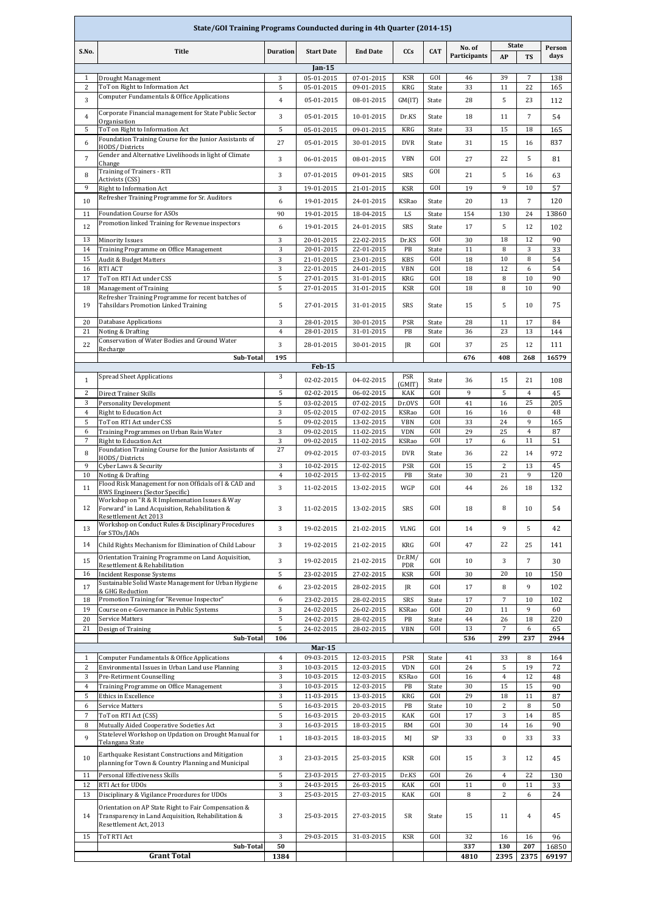# State/GOI Training Programs Counducted during in 4th Quarter (2014-15)

| S.No. | Title | Duration | Start Date | End Date | CCs | CAT | No. of Participants | State | | Person days |
|---|---|---|---|---|---|---|---|---|---|---|
| | | | | | | | | AP | TS | |
| | | | **Jan-15** | | | | | | | |
| 1 | Drought Management | 3 | 05-01-2015 | 07-01-2015 | KSR | GOI | 46 | 39 | 7 | 138 |
| 2 | ToT on Right to Information Act | 5 | 05-01-2015 | 09-01-2015 | KRG | State | 33 | 11 | 22 | 165 |
| 3 | Computer Fundamentals & Office Applications | 4 | 05-01-2015 | 08-01-2015 | GM(IT) | State | 28 | 5 | 23 | 112 |
| 4 | Corporate Financial management for State Public Sector Organisation | 3 | 05-01-2015 | 10-01-2015 | Dr.KS | State | 18 | 11 | 7 | 54 |
| 5 | ToT on Right to Information Act | 5 | 05-01-2015 | 09-01-2015 | KRG | State | 33 | 15 | 18 | 165 |
| 6 | Foundation Training Course for the Junior Assistants of HODS/ Districts | 27 | 05-01-2015 | 30-01-2015 | DVR | State | 31 | 15 | 16 | 837 |
| 7 | Gender and Alternative Livelihoods in light of Climate Change | 3 | 06-01-2015 | 08-01-2015 | VBN | GOI | 27 | 22 | 5 | 81 |
| 8 | Training of Trainers - RTI Activists (CSS) | 3 | 07-01-2015 | 09-01-2015 | SRS | GOI | 21 | 5 | 16 | 63 |
| 9 | Right to Information Act | 3 | 19-01-2015 | 21-01-2015 | KSR | GOI | 19 | 9 | 10 | 57 |
| 10 | Refresher Training Programme for Sr. Auditors | 6 | 19-01-2015 | 24-01-2015 | KSRao | State | 20 | 13 | 7 | 120 |
| 11 | Foundation Course for ASOs | 90 | 19-01-2015 | 18-04-2015 | LS | State | 154 | 130 | 24 | 13860 |
| 12 | Promotion linked Training for Revenue inspectors | 6 | 19-01-2015 | 24-01-2015 | SRS | State | 17 | 5 | 12 | 102 |
| 13 | Minority Issues | 3 | 20-01-2015 | 22-02-2015 | Dr.KS | GOI | 30 | 18 | 12 | 90 |
| 14 | Training Programme on Office Management | 3 | 20-01-2015 | 22-01-2015 | PB | State | 11 | 8 | 3 | 33 |
| 15 | Audit & Budget Matters | 3 | 21-01-2015 | 23-01-2015 | KBS | GOI | 18 | 10 | 8 | 54 |
| 16 | RTI ACT | 3 | 22-01-2015 | 24-01-2015 | VBN | GOI | 18 | 12 | 6 | 54 |
| 17 | ToT on RTI Act under CSS | 5 | 27-01-2015 | 31-01-2015 | KRG | GOI | 18 | 8 | 10 | 90 |
| 18 | Management of Training | 5 | 27-01-2015 | 31-01-2015 | KSR | GOI | 18 | 8 | 10 | 90 |
| 19 | Refresher Training Programme for recent batches of Tahsildars Promotion Linked Training | 5 | 27-01-2015 | 31-01-2015 | SRS | State | 15 | 5 | 10 | 75 |
| 20 | Database Applications | 3 | 28-01-2015 | 30-01-2015 | PSR | State | 28 | 11 | 17 | 84 |
| 21 | Noting & Drafting | 4 | 28-01-2015 | 31-01-2015 | PB | State | 36 | 23 | 13 | 144 |
| 22 | Conservation of Water Bodies and Ground Water Recharge | 3 | 28-01-2015 | 30-01-2015 | JR | GOI | 37 | 25 | 12 | 111 |
| | **Sub-Total** | **195** | | | | | **676** | **408** | **268** | **16579** |
| | | | **Feb-15** | | | | | | | |
| 1 | Spread Sheet Applications | 3 | 02-02-2015 | 04-02-2015 | PSR (GMIT) | State | 36 | 15 | 21 | 108 |
| 2 | Direct Trainer Skills | 5 | 02-02-2015 | 06-02-2015 | KAK | GOI | 9 | 5 | 4 | 45 |
| 3 | Personality Development | 5 | 03-02-2015 | 07-02-2015 | Dr.OVS | GOI | 41 | 16 | 25 | 205 |
| 4 | Right to Education Act | 3 | 05-02-2015 | 07-02-2015 | KSRao | GOI | 16 | 16 | 0 | 48 |
| 5 | ToT on RTI Act under CSS | 5 | 09-02-2015 | 13-02-2015 | VBN | GOI | 33 | 24 | 9 | 165 |
| 6 | Training Programmes on Urban Rain Water | 3 | 09-02-2015 | 11-02-2015 | VDN | GOI | 29 | 25 | 4 | 87 |
| 7 | Right to Education Act | 3 | 09-02-2015 | 11-02-2015 | KSRao | GOI | 17 | 6 | 11 | 51 |
| 8 | Foundation Training Course for the Junior Assistants of HODS/ Districts | 27 | 09-02-2015 | 07-03-2015 | DVR | State | 36 | 22 | 14 | 972 |
| 9 | Cyber Laws & Security | 3 | 10-02-2015 | 12-02-2015 | PSR | GOI | 15 | 2 | 13 | 45 |
| 10 | Noting & Drafting | 4 | 10-02-2015 | 13-02-2015 | PB | State | 30 | 21 | 9 | 120 |
| 11 | Flood Risk Management for non Officials of I & CAD and RWS Engineers (Sector Specific) | 3 | 11-02-2015 | 13-02-2015 | WGP | GOI | 44 | 26 | 18 | 132 |
| 12 | Workshop on "R & R Implemenation Issues & Way Forward" in Land Acquisition, Rehabilitation & Resettlement Act 2013 | 3 | 11-02-2015 | 13-02-2015 | SRS | GOI | 18 | 8 | 10 | 54 |
| 13 | Workshop on Conduct Rules & Disciplinary Procedures for STOs/JAOs | 3 | 19-02-2015 | 21-02-2015 | VLNG | GOI | 14 | 9 | 5 | 42 |
| 14 | Child Rights Mechanism for Elimination of Child Labour | 3 | 19-02-2015 | 21-02-2015 | KRG | GOI | 47 | 22 | 25 | 141 |
| 15 | Orientation Training Programme on Land Acquisition, Resettlement & Rehabilitation | 3 | 19-02-2015 | 21-02-2015 | Dr.RM/ PDR | GOI | 10 | 3 | 7 | 30 |
| 16 | Incident Response Systems | 5 | 23-02-2015 | 27-02-2015 | KSR | GOI | 30 | 20 | 10 | 150 |
| 17 | Sustainable Solid Waste Management for Urban Hygiene & GHG Reduction | 6 | 23-02-2015 | 28-02-2015 | JR | GOI | 17 | 8 | 9 | 102 |
| 18 | Promotion Training for "Revenue Inspector" | 6 | 23-02-2015 | 28-02-2015 | SRS | State | 17 | 7 | 10 | 102 |
| 19 | Course on e-Governance in Public Systems | 3 | 24-02-2015 | 26-02-2015 | KSRao | GOI | 20 | 11 | 9 | 60 |
| 20 | Service Matters | 5 | 24-02-2015 | 28-02-2015 | PB | State | 44 | 26 | 18 | 220 |
| 21 | Design of Training | 5 | 24-02-2015 | 28-02-2015 | VBN | GOI | 13 | 7 | 6 | 65 |
| | **Sub-Total** | **106** | | | | | **536** | **299** | **237** | **2944** |
| | | | **Mar-15** | | | | | | | |
| 1 | Computer Fundamentals & Office Applications | 4 | 09-03-2015 | 12-03-2015 | PSR | State | 41 | 33 | 8 | 164 |
| 2 | Environmental Issues in Urban Land use Planning | 3 | 10-03-2015 | 12-03-2015 | VDN | GOI | 24 | 5 | 19 | 72 |
| 3 | Pre-Retirment Counselling | 3 | 10-03-2015 | 12-03-2015 | KSRao | GOI | 16 | 4 | 12 | 48 |
| 4 | Training Programme on Office Management | 3 | 10-03-2015 | 12-03-2015 | PB | State | 30 | 15 | 15 | 90 |
| 5 | Ethics in Excellence | 3 | 11-03-2015 | 13-03-2015 | KRG | GOI | 29 | 18 | 11 | 87 |
| 6 | Service Matters | 5 | 16-03-2015 | 20-03-2015 | PB | State | 10 | 2 | 8 | 50 |
| 7 | ToT on RTI Act (CSS) | 5 | 16-03-2015 | 20-03-2015 | KAK | GOI | 17 | 3 | 14 | 85 |
| 8 | Mutually Aided Cooperative Societies Act | 3 | 16-03-2015 | 18-03-2015 | RM | GOI | 30 | 14 | 16 | 90 |
| 9 | Statelevel Workshop on Updation on Drought Manual for Telangana State | 1 | 18-03-2015 | 18-03-2015 | MJ | SP | 33 | 0 | 33 | 33 |
| 10 | Earthquake Resistant Constructions and Mitigation planning for Town & Country Planning and Municipal | 3 | 23-03-2015 | 25-03-2015 | KSR | GOI | 15 | 3 | 12 | 45 |
| 11 | Personal Effectiveness Skills | 5 | 23-03-2015 | 27-03-2015 | Dr.KS | GOI | 26 | 4 | 22 | 130 |
| 12 | RTI Act for UDOs | 3 | 24-03-2015 | 26-03-2015 | KAK | GOI | 11 | 0 | 11 | 33 |
| 13 | Disciplinary & Vigilance Procedures for UDOs | 3 | 25-03-2015 | 27-03-2015 | KAK | GOI | 8 | 2 | 6 | 24 |
| 14 | Orientation on AP State Right to Fair Compensation & Transparency in Land Acquisition, Rehabilitation & Resettlement Act, 2013 | 3 | 25-03-2015 | 27-03-2015 | SR | State | 15 | 11 | 4 | 45 |
| 15 | ToT RTI Act | 3 | 29-03-2015 | 31-03-2015 | KSR | GOI | 32 | 16 | 16 | 96 |
| | **Sub-Total** | **50** | | | | | **337** | **130** | **207** | **16850** |
| | **Grant Total** | **1384** | | | | | **4810** | **2395** | **2375** | **69197** |